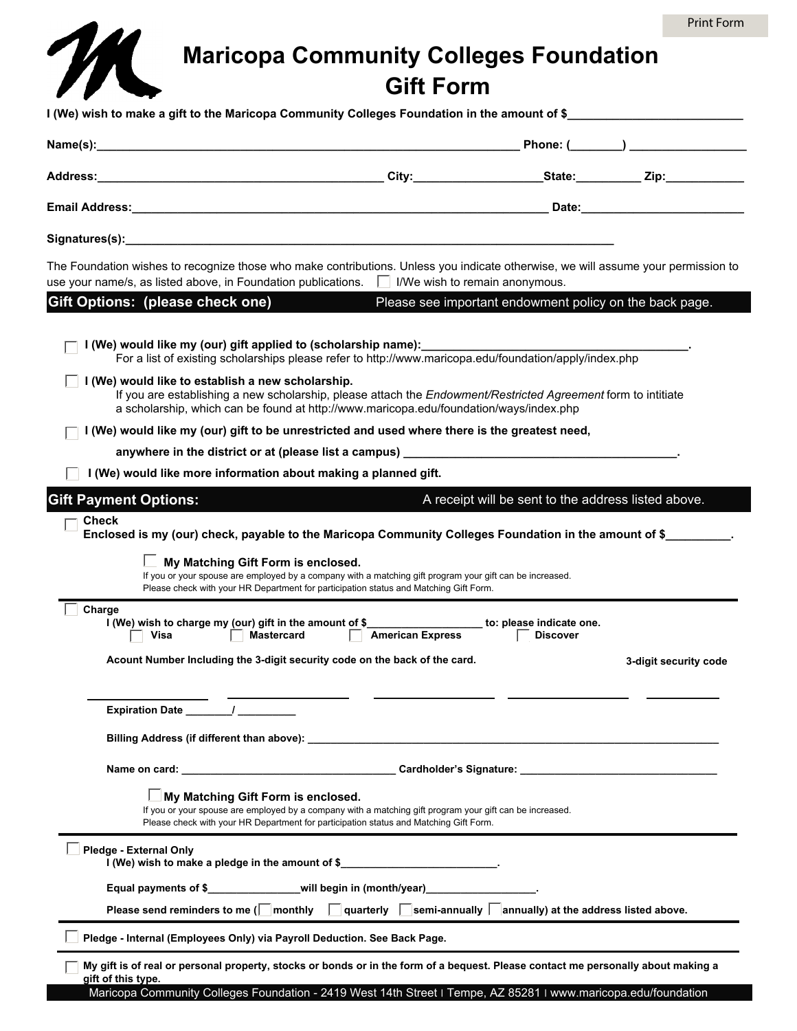# Maricopa Community Colleges Foundation Gift Form

**I (We) wish to make a gift to the Maricopa Community Colleges Foundation in the amount of $__________________________**

**Name(s):________________________________________________________________ Phone: (________) _________________**

**Address:____________________________________________ City:___________________State:__________ Zip:____________**

**Email Address:________________________________________________________________ Date:________________________**

**Signatures(s):___________________________________________________________________________**

The Foundation wishes to recognize those who make contributions. Unless you indicate otherwise, we will assume your permission to use your name/s, as listed above, in Foundation publications. ☐ I/We wish to remain anonymous.

## Gift Options: (please check one)

Please see important endowment policy on the back page.

☐ **I (We) would like my (our) gift applied to (scholarship name):__________________________________________.**
For a list of existing scholarships please refer to http://www.maricopa.edu/foundation/apply/index.php

☐ **I (We) would like to establish a new scholarship.**
If you are establishing a new scholarship, please attach the *Endowment/Restricted Agreement* form to intitiate a scholarship, which can be found at http://www.maricopa.edu/foundation/ways/index.php

☐ **I (We) would like my (our) gift to be unrestricted and used where there is the greatest need,**
**anywhere in the district or at (please list a campus) ___________________________________________.**

☐ **I (We) would like more information about making a planned gift.**

## Gift Payment Options:

A receipt will be sent to the address listed above.

☐ **Check**
**Enclosed is my (our) check, payable to the Maricopa Community Colleges Foundation in the amount of $__________.**

☐ **My Matching Gift Form is enclosed.**
If you or your spouse are employed by a company with a matching gift program your gift can be increased.
Please check with your HR Department for participation status and Matching Gift Form.

☐ **Charge**
**I (We) wish to charge my (our) gift in the amount of $___________________ to: please indicate one.**
☐ **Visa** ☐ **Mastercard** ☐ **American Express** ☐ **Discover**

**Acount Number Including the 3-digit security code on the back of the card.** **3-digit security code**

_________________ _________________ _________________ _________________ ___________

**Expiration Date ________/ __________**

**Billing Address (if different than above): _______________________________________________________________________**

**Name on card: _____________________________________ Cardholder's Signature: __________________________________**

☐ **My Matching Gift Form is enclosed.**
If you or your spouse are employed by a company with a matching gift program your gift can be increased.
Please check with your HR Department for participation status and Matching Gift Form.

☐ **Pledge - External Only**
**I (We) wish to make a pledge in the amount of $__________________________.**

**Equal payments of $________________will begin in (month/year)__________________.**

**Please send reminders to me (☐ monthly ☐ quarterly ☐ semi-annually ☐ annually) at the address listed above.**

☐ **Pledge - Internal (Employees Only) via Payroll Deduction. See Back Page.**

☐ **My gift is of real or personal property, stocks or bonds or in the form of a bequest. Please contact me personally about making a gift of this type.**

Maricopa Community Colleges Foundation - 2419 West 14th Street | Tempe, AZ 85281 | www.maricopa.edu/foundation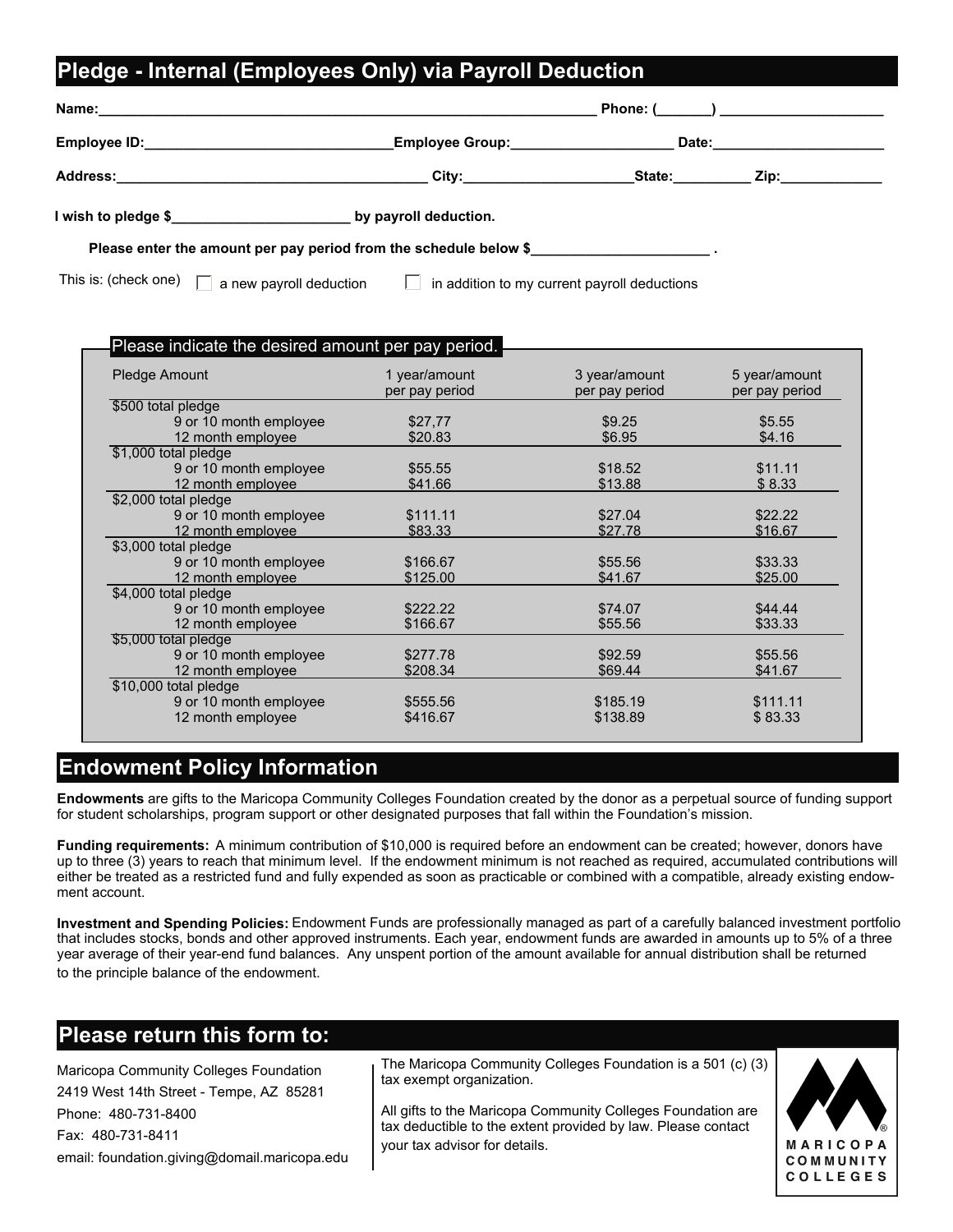## Pledge - Internal (Employees Only) via Payroll Deduction

**Name:**_______________________________________________ **Phone: (**_______**)** ____________________

**Employee ID:**__________________________ **Employee Group:**__________________ **Date:**____________________

**Address:**__________________________________ **City:**___________________ **State:**_________ **Zip:**____________

**I wish to pledge $**_____________________ **by payroll deduction.**

**Please enter the amount per pay period from the schedule below $**_____________________ **.**

This is: (check one) ☐ a new payroll deduction ☐ in addition to my current payroll deductions

Please indicate the desired amount per pay period.

| Pledge Amount | 1 year/amount per pay period | 3 year/amount per pay period | 5 year/amount per pay period |
|---|---|---|---|
| $500 total pledge | | | |
| 9 or 10 month employee | $27,77 | $9.25 | $5.55 |
| 12 month employee | $20.83 | $6.95 | $4.16 |
| $1,000 total pledge | | | |
| 9 or 10 month employee | $55.55 | $18.52 | $11.11 |
| 12 month employee | $41.66 | $13.88 | $ 8.33 |
| $2,000 total pledge | | | |
| 9 or 10 month employee | $111.11 | $27.04 | $22.22 |
| 12 month employee | $83.33 | $27.78 | $16.67 |
| $3,000 total pledge | | | |
| 9 or 10 month employee | $166.67 | $55.56 | $33.33 |
| 12 month employee | $125.00 | $41.67 | $25.00 |
| $4,000 total pledge | | | |
| 9 or 10 month employee | $222.22 | $74.07 | $44.44 |
| 12 month employee | $166.67 | $55.56 | $33.33 |
| $5,000 total pledge | | | |
| 9 or 10 month employee | $277.78 | $92.59 | $55.56 |
| 12 month employee | $208.34 | $69.44 | $41.67 |
| $10,000 total pledge | | | |
| 9 or 10 month employee | $555.56 | $185.19 | $111.11 |
| 12 month employee | $416.67 | $138.89 | $ 83.33 |

## Endowment Policy Information

**Endowments** are gifts to the Maricopa Community Colleges Foundation created by the donor as a perpetual source of funding support for student scholarships, program support or other designated purposes that fall within the Foundation's mission.

**Funding requirements:** A minimum contribution of $10,000 is required before an endowment can be created; however, donors have up to three (3) years to reach that minimum level. If the endowment minimum is not reached as required, accumulated contributions will either be treated as a restricted fund and fully expended as soon as practicable or combined with a compatible, already existing endowment account.

**Investment and Spending Policies:** Endowment Funds are professionally managed as part of a carefully balanced investment portfolio that includes stocks, bonds and other approved instruments. Each year, endowment funds are awarded in amounts up to 5% of a three year average of their year-end fund balances. Any unspent portion of the amount available for annual distribution shall be returned to the principle balance of the endowment.

## Please return this form to:

Maricopa Community Colleges Foundation
2419 West 14th Street - Tempe, AZ 85281
Phone: 480-731-8400
Fax: 480-731-8411
email: foundation.giving@domail.maricopa.edu

The Maricopa Community Colleges Foundation is a 501 (c) (3) tax exempt organization.

All gifts to the Maricopa Community Colleges Foundation are tax deductible to the extent provided by law. Please contact your tax advisor for details.

MARICOPA COMMUNITY COLLEGES